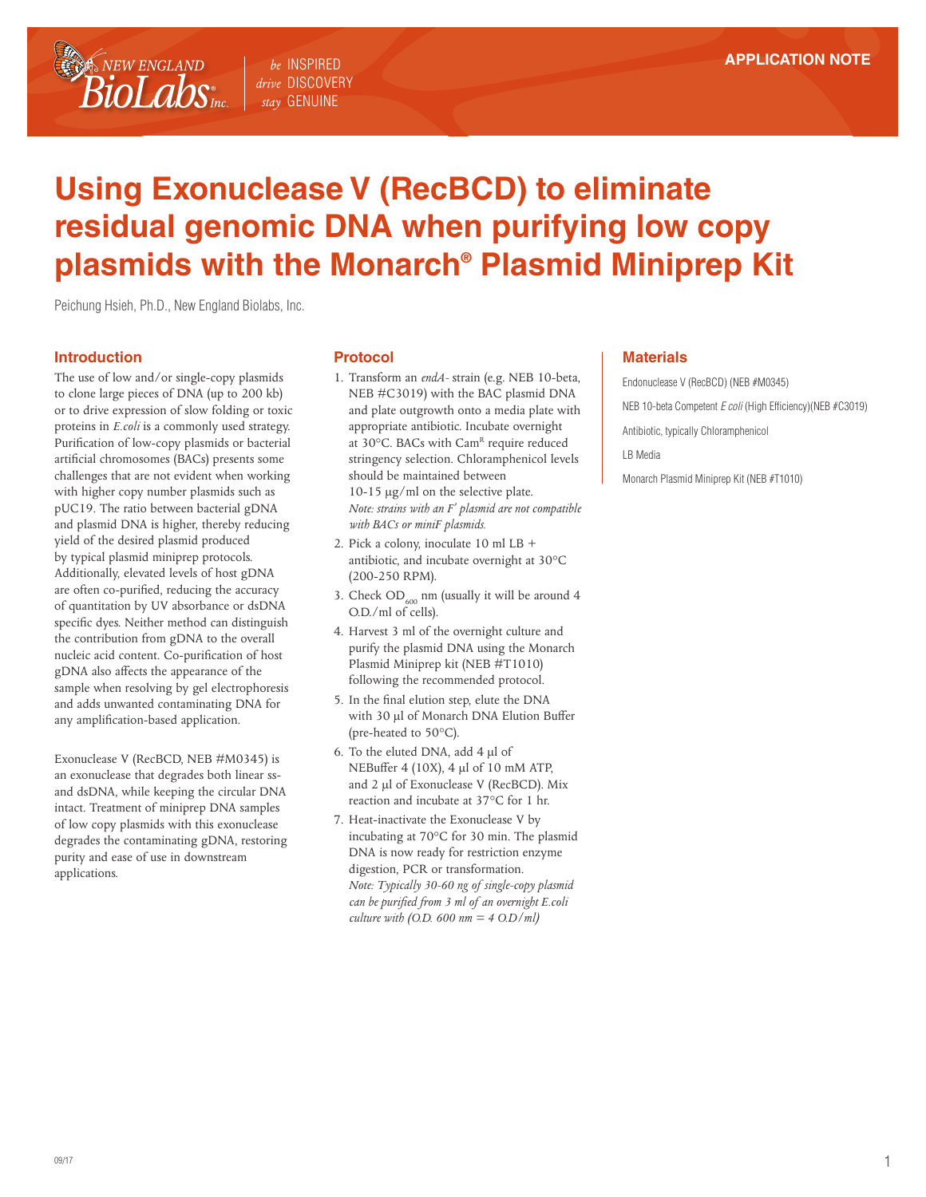APPLICATION NOTE

# Using Exonuclease V (RecBCD) to eliminate residual genomic DNA when purifying low copy plasmids with the Monarch® Plasmid Miniprep Kit

Peichung Hsieh, Ph.D., New England Biolabs, Inc.

## Introduction

The use of low and/or single-copy plasmids to clone large pieces of DNA (up to 200 kb) or to drive expression of slow folding or toxic proteins in *E.coli* is a commonly used strategy. Purification of low-copy plasmids or bacterial artificial chromosomes (BACs) presents some challenges that are not evident when working with higher copy number plasmids such as pUC19. The ratio between bacterial gDNA and plasmid DNA is higher, thereby reducing yield of the desired plasmid produced by typical plasmid miniprep protocols. Additionally, elevated levels of host gDNA are often co-purified, reducing the accuracy of quantitation by UV absorbance or dsDNA specific dyes. Neither method can distinguish the contribution from gDNA to the overall nucleic acid content. Co-purification of host gDNA also affects the appearance of the sample when resolving by gel electrophoresis and adds unwanted contaminating DNA for any amplification-based application.

Exonuclease V (RecBCD, NEB #M0345) is an exonuclease that degrades both linear ss- and dsDNA, while keeping the circular DNA intact. Treatment of miniprep DNA samples of low copy plasmids with this exonuclease degrades the contaminating gDNA, restoring purity and ease of use in downstream applications.

## Protocol

1. Transform an *endA-* strain (e.g. NEB 10-beta, NEB #C3019) with the BAC plasmid DNA and plate outgrowth onto a media plate with appropriate antibiotic. Incubate overnight at 30°C. BACs with $Cam^R$ require reduced stringency selection. Chloramphenicol levels should be maintained between 10-15 µg/ml on the selective plate.
   *Note: strains with an F′ plasmid are not compatible with BACs or miniF plasmids.*
2. Pick a colony, inoculate 10 ml LB + antibiotic, and incubate overnight at 30°C (200-250 RPM).
3. Check $OD_{600}$ nm (usually it will be around 4 O.D./ml of cells).
4. Harvest 3 ml of the overnight culture and purify the plasmid DNA using the Monarch Plasmid Miniprep kit (NEB #T1010) following the recommended protocol.
5. In the final elution step, elute the DNA with 30 µl of Monarch DNA Elution Buffer (pre-heated to 50°C).
6. To the eluted DNA, add 4 µl of NEBuffer 4 (10X), 4 µl of 10 mM ATP, and 2 µl of Exonuclease V (RecBCD). Mix reaction and incubate at 37°C for 1 hr.
7. Heat-inactivate the Exonuclease V by incubating at 70°C for 30 min. The plasmid DNA is now ready for restriction enzyme digestion, PCR or transformation.
   *Note: Typically 30-60 ng of single-copy plasmid can be purified from 3 ml of an overnight E.coli culture with (O.D. 600 nm = 4 O.D/ml)*

## Materials

Endonuclease V (RecBCD) (NEB #M0345)

NEB 10-beta Competent *E coli* (High Efficiency)(NEB #C3019)

Antibiotic, typically Chloramphenicol

LB Media

Monarch Plasmid Miniprep Kit (NEB #T1010)

09/17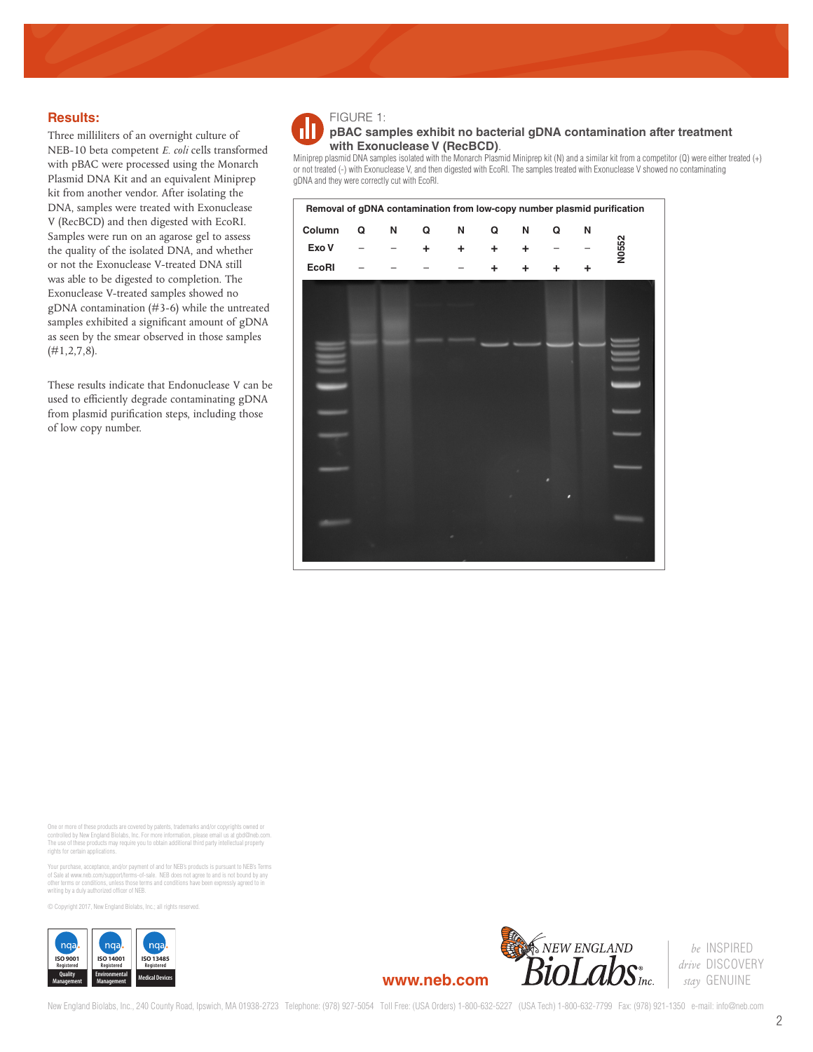## Results:

Three milliliters of an overnight culture of NEB-10 beta competent *E. coli* cells transformed with pBAC were processed using the Monarch Plasmid DNA Kit and an equivalent Miniprep kit from another vendor. After isolating the DNA, samples were treated with Exonuclease V (RecBCD) and then digested with EcoRI. Samples were run on an agarose gel to assess the quality of the isolated DNA, and whether or not the Exonuclease V-treated DNA still was able to be digested to completion. The Exonuclease V-treated samples showed no gDNA contamination (#3-6) while the untreated samples exhibited a significant amount of gDNA as seen by the smear observed in those samples (#1,2,7,8).

These results indicate that Endonuclease V can be used to efficiently degrade contaminating gDNA from plasmid purification steps, including those of low copy number.

FIGURE 1:

**pBAC samples exhibit no bacterial gDNA contamination after treatment with Exonuclease V (RecBCD).**

Miniprep plasmid DNA samples isolated with the Monarch Plasmid Miniprep kit (N) and a similar kit from a competitor (Q) were either treated (+) or not treated (-) with Exonuclease V, and then digested with EcoRI. The samples treated with Exonuclease V showed no contaminating gDNA and they were correctly cut with EcoRI.

**Removal of gDNA contamination from low-copy number plasmid purification**

| Column | Q | N | Q | N | Q | N | Q | N | N0552 |
|---|---|---|---|---|---|---|---|---|---|
| Exo V | – | – | + | + | + | + | – | – | |
| EcoRI | – | – | – | – | + | + | + | + | |

One or more of these products are covered by patents, trademarks and/or copyrights owned or controlled by New England Biolabs, Inc. For more information, please email us at gbd@neb.com. The use of these products may require you to obtain additional third party intellectual property rights for certain applications.

Your purchase, acceptance, and/or payment of and for NEB's products is pursuant to NEB's Terms of Sale at www.neb.com/support/terms-of-sale. NEB does not agree to and is not bound by any other terms or conditions, unless those terms and conditions have been expressly agreed to in writing by a duly authorized officer of NEB.

© Copyright 2017, New England Biolabs, Inc.; all rights reserved.

www.neb.com

*be* INSPIRED *drive* DISCOVERY *stay* GENUINE

New England Biolabs, Inc., 240 County Road, Ipswich, MA 01938-2723 Telephone: (978) 927-5054 Toll Free: (USA Orders) 1-800-632-5227 (USA Tech) 1-800-632-7799 Fax: (978) 921-1350 e-mail: info@neb.com